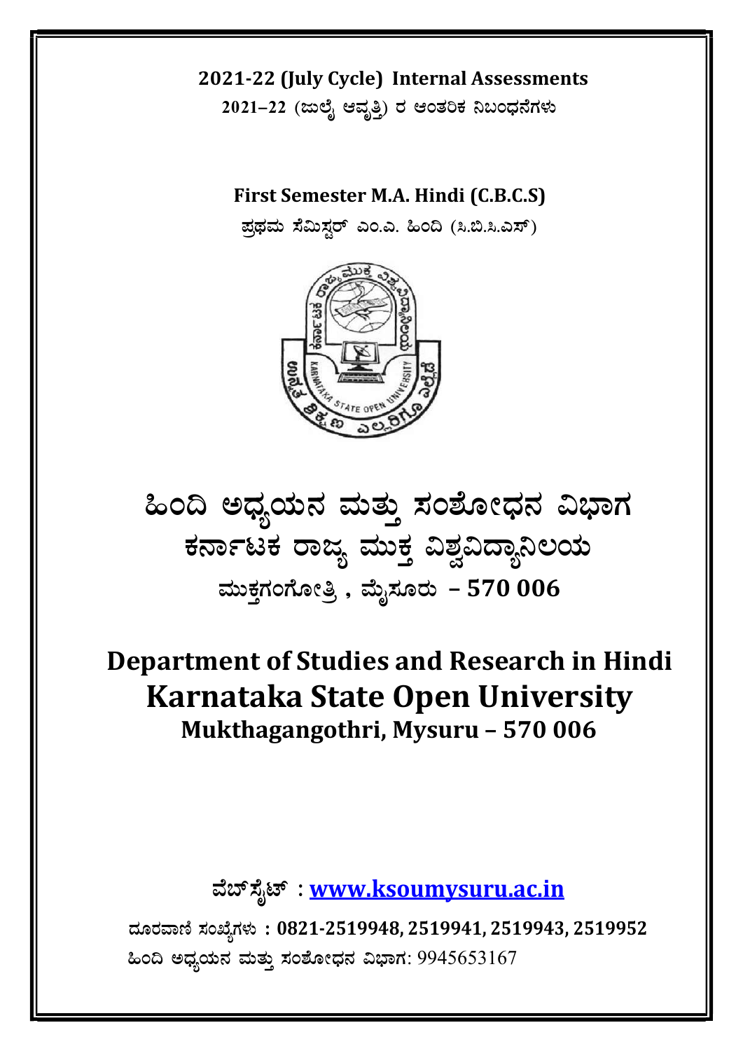**2021-22 (July Cycle) Internal Assessments**

**2021–22 (ಜುಲೈ ಆವೃತ್ತಿ) ರ ಆಂತರಿಕ ನಿಬಂಧನೆಗಳು**

**First Semester M.A. Hindi (C.B.C.S)**

**ಪ್ರಥಮ ಸೆಮಿಸ್ಟರ್ ಎಂ.ಎ. ಹಿಂದಿ (ಸಿ.ಬಿ.ಸಿ.ಎಸ್)**

# ಹಿಂದಿ ಅಧ್ಯಯನ ಮತ್ತು ಸಂಶೋಧನ ವಿಭಾಗ

# ಕರ್ನಾಟಕ ರಾಜ್ಯ ಮುಕ್ತ ವಿಶ್ವವಿದ್ಯಾನಿಲಯ

**ಮುಕ್ತಗಂಗೋತ್ರಿ , ಮೈಸೂರು – 570 006**

# Department of Studies and Research in Hindi

# Karnataka State Open University

**Mukthagangothri, Mysuru – 570 006**

**ವೆಬ್‌ಸೈಟ್ : www.ksoumysuru.ac.in**

**ದೂರವಾಣಿ ಸಂಖ್ಯೆಗಳು : 0821-2519948, 2519941, 2519943, 2519952**

**ಹಿಂದಿ ಅಧ್ಯಯನ ಮತ್ತು ಸಂಶೋಧನ ವಿಭಾಗ**: 9945653167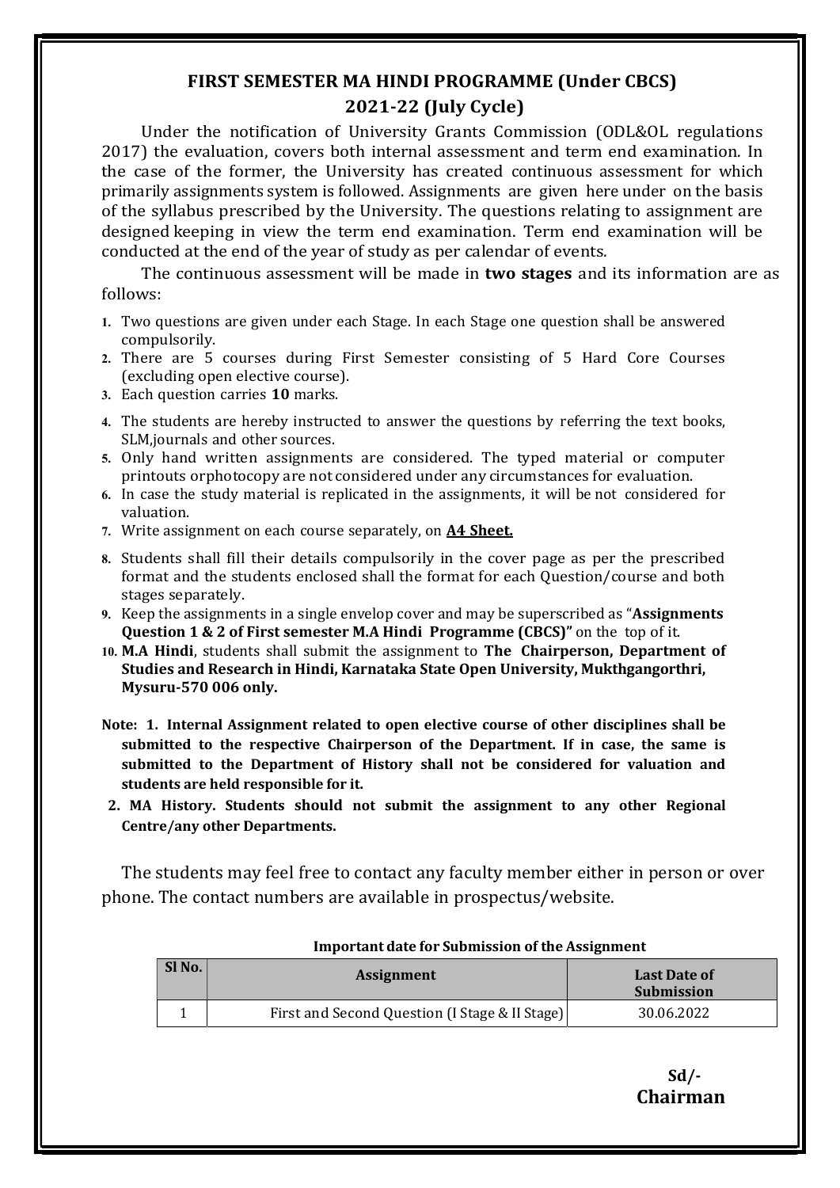# FIRST SEMESTER MA HINDI PROGRAMME (Under CBCS)
## 2021-22 (July Cycle)

Under the notification of University Grants Commission (ODL&OL regulations 2017) the evaluation, covers both internal assessment and term end examination. In the case of the former, the University has created continuous assessment for which primarily assignments system is followed. Assignments are given here under on the basis of the syllabus prescribed by the University. The questions relating to assignment are designed keeping in view the term end examination. Term end examination will be conducted at the end of the year of study as per calendar of events.

The continuous assessment will be made in **two stages** and its information are as follows:

1. Two questions are given under each Stage. In each Stage one question shall be answered compulsorily.
2. There are 5 courses during First Semester consisting of 5 Hard Core Courses (excluding open elective course).
3. Each question carries **10** marks.
4. The students are hereby instructed to answer the questions by referring the text books, SLM,journals and other sources.
5. Only hand written assignments are considered. The typed material or computer printouts orphotocopy are not considered under any circumstances for evaluation.
6. In case the study material is replicated in the assignments, it will be not considered for valuation.
7. Write assignment on each course separately, on **A4 Sheet.**
8. Students shall fill their details compulsorily in the cover page as per the prescribed format and the students enclosed shall the format for each Question/course and both stages separately.
9. Keep the assignments in a single envelop cover and may be superscribed as "**Assignments Question 1 & 2 of First semester M.A Hindi Programme (CBCS)"** on the top of it.
10. **M.A Hindi**, students shall submit the assignment to **The Chairperson, Department of Studies and Research in Hindi, Karnataka State Open University, Mukthgangorthri, Mysuru-570 006 only.**

**Note: 1. Internal Assignment related to open elective course of other disciplines shall be submitted to the respective Chairperson of the Department. If in case, the same is submitted to the Department of History shall not be considered for valuation and students are held responsible for it.**

**2. MA History. Students should not submit the assignment to any other Regional Centre/any other Departments.**

The students may feel free to contact any faculty member either in person or over phone. The contact numbers are available in prospectus/website.

**Important date for Submission of the Assignment**

| Sl No. | Assignment | Last Date of Submission |
|---|---|---|
| 1 | First and Second Question (I Stage & II Stage) | 30.06.2022 |

**Sd/-**
**Chairman**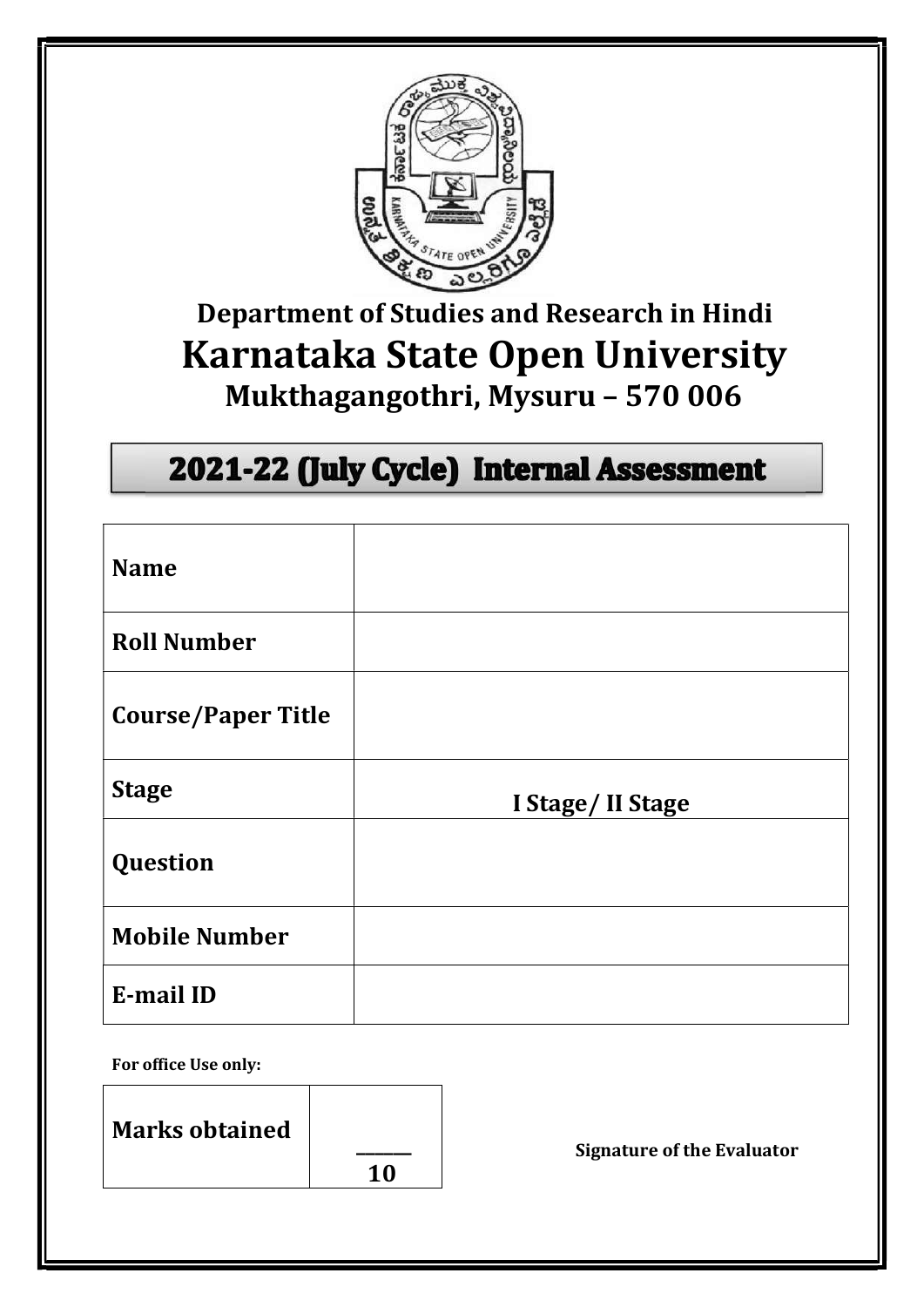# Department of Studies and Research in Hindi

# Karnataka State Open University

## Mukthagangothri, Mysuru – 570 006

## 2021-22 (July Cycle) Internal Assessment

| | |
|---|---|
| **Name** | |
| **Roll Number** | |
| **Course/Paper Title** | |
| **Stage** | **I Stage/ II Stage** |
| **Question** | |
| **Mobile Number** | |
| **E-mail ID** | |

**For office Use only:**

| | |
|---|---|
| **Marks obtained** | ______ **10** |

**Signature of the Evaluator**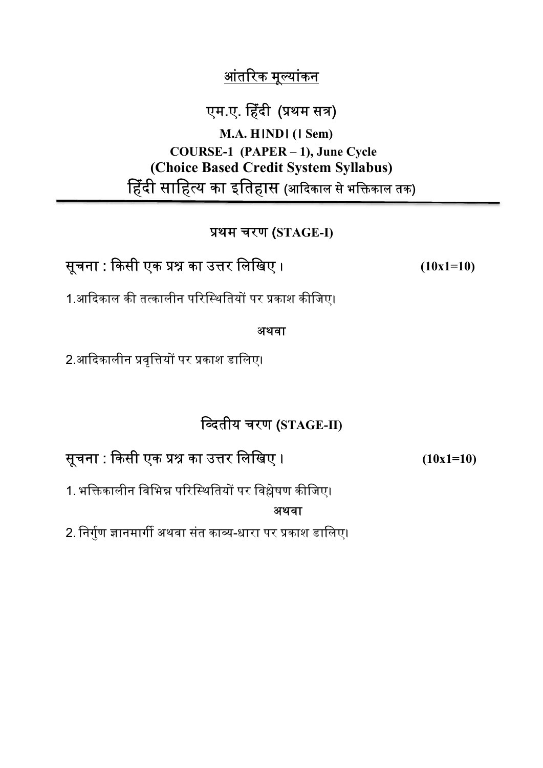## आंतरिक मूल्यांकन

## एम.ए. हिंदी (प्रथम सत्र)

**M.A. HINDI (I Sem)**

**COURSE-1 (PAPER – 1), June Cycle**

**(Choice Based Credit System Syllabus)**

## हिंदी साहित्य का इतिहास (आदिकाल से भक्तिकाल तक)

---

### प्रथम चरण (STAGE-I)

**सूचना : किसी एक प्रश्न का उत्तर लिखिए।** **(10x1=10)**

1.आदिकाल की तत्कालीन परिस्थितियों पर प्रकाश कीजिए।

अथवा

2.आदिकालीन प्रवृत्तियों पर प्रकाश डालिए।

### व्दितीय चरण (STAGE-II)

**सूचना : किसी एक प्रश्न का उत्तर लिखिए।** **(10x1=10)**

1. भक्तिकालीन विभिन्न परिस्थितियों पर विश्लेषण कीजिए।

अथवा

2. निर्गुण ज्ञानमार्गी अथवा संत काव्य-धारा पर प्रकाश डालिए।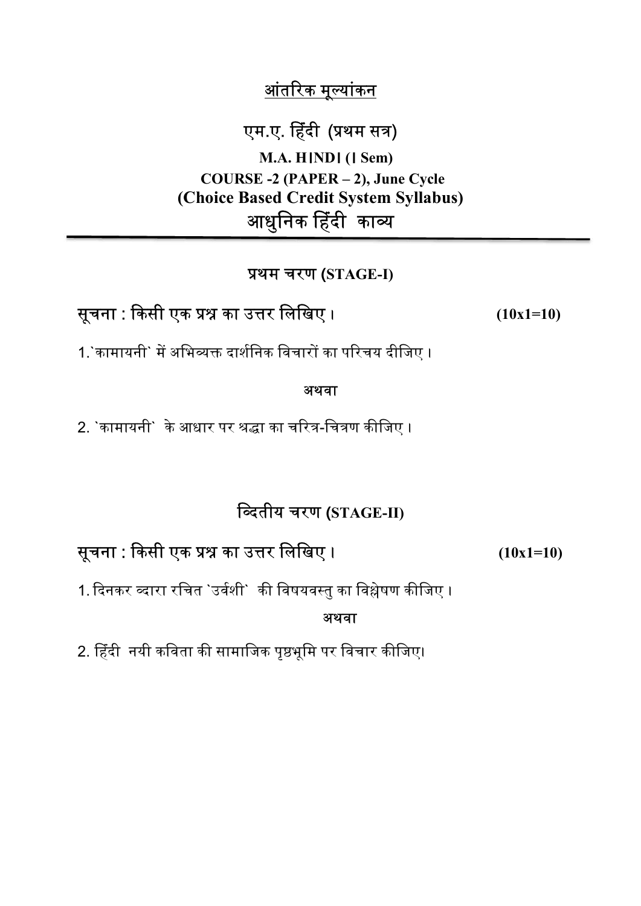<u>आंतरिक मूल्यांकन</u>

# एम.ए. हिंदी (प्रथम सत्र)

**M.A. H|ND| (| Sem)**

**COURSE -2 (PAPER – 2), June Cycle**

**(Choice Based Credit System Syllabus)**

# आधुनिक हिंदी काव्य

---

## प्रथम चरण (STAGE-I)

**सूचना : किसी एक प्रश्न का उत्तर लिखिए।** **(10x1=10)**

1.`कामायनी` में अभिव्यक्त दार्शनिक विचारों का परिचय दीजिए।

**अथवा**

2. `कामायनी` के आधार पर श्रद्धा का चरित्र-चित्रण कीजिए।

## व्दितीय चरण (STAGE-II)

**सूचना : किसी एक प्रश्न का उत्तर लिखिए।** **(10x1=10)**

1. दिनकर व्दारा रचित `उर्वशी` की विषयवस्तु का विश्लेषण कीजिए।

**अथवा**

2. हिंदी नयी कविता की सामाजिक पृष्ठभूमि पर विचार कीजिए।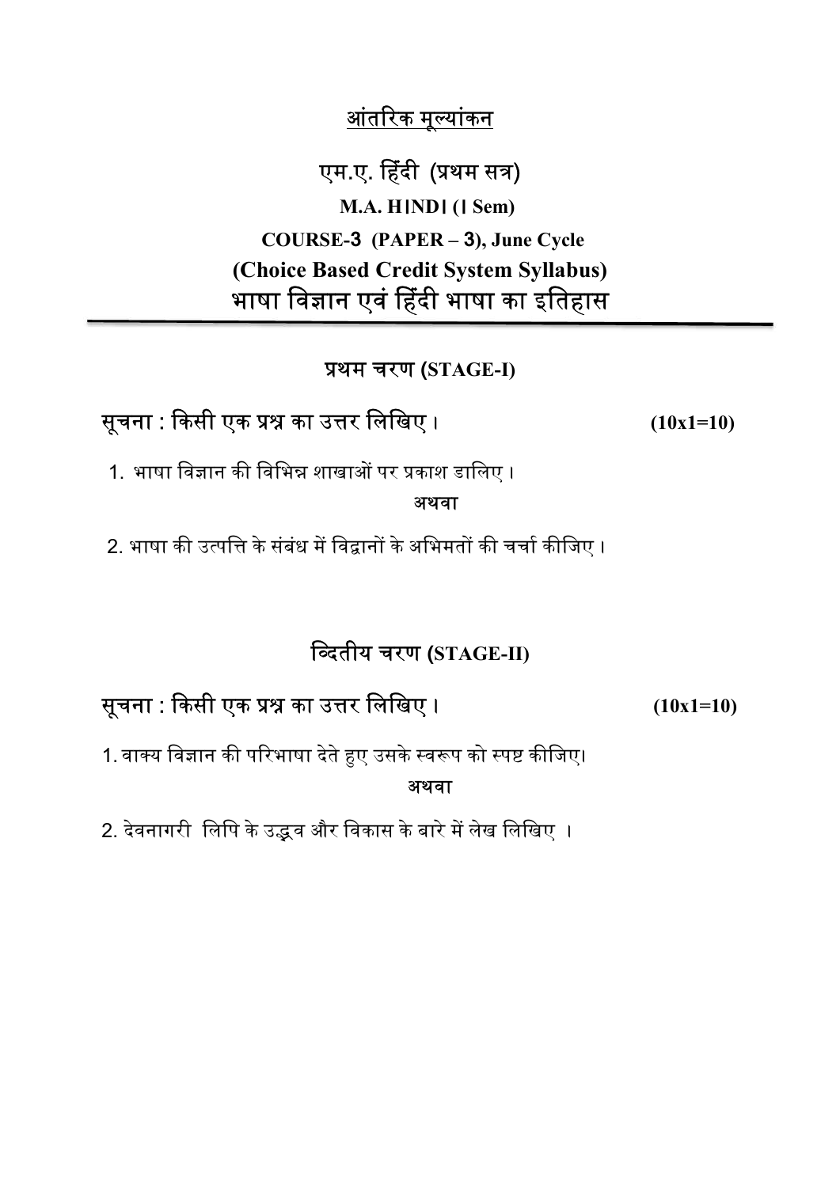<u>आंतरिक मूल्यांकन</u>

# एम.ए. हिंदी (प्रथम सत्र)

**M.A. HINDI (I Sem)**

**COURSE-3 (PAPER – 3), June Cycle**

**(Choice Based Credit System Syllabus)**

# भाषा विज्ञान एवं हिंदी भाषा का इतिहास

---

## प्रथम चरण (STAGE-I)

**सूचना : किसी एक प्रश्न का उत्तर लिखिए।** **(10x1=10)**

1. भाषा विज्ञान की विभिन्न शाखाओं पर प्रकाश डालिए।

अथवा

2. भाषा की उत्पत्ति के संबंध में विद्वानों के अभिमतों की चर्चा कीजिए।

## व्दितीय चरण (STAGE-II)

**सूचना : किसी एक प्रश्न का उत्तर लिखिए।** **(10x1=10)**

1. वाक्य विज्ञान की परिभाषा देते हुए उसके स्वरूप को स्पष्ट कीजिए।

अथवा

2. देवनागरी लिपि के उद्भव और विकास के बारे में लेख लिखिए ।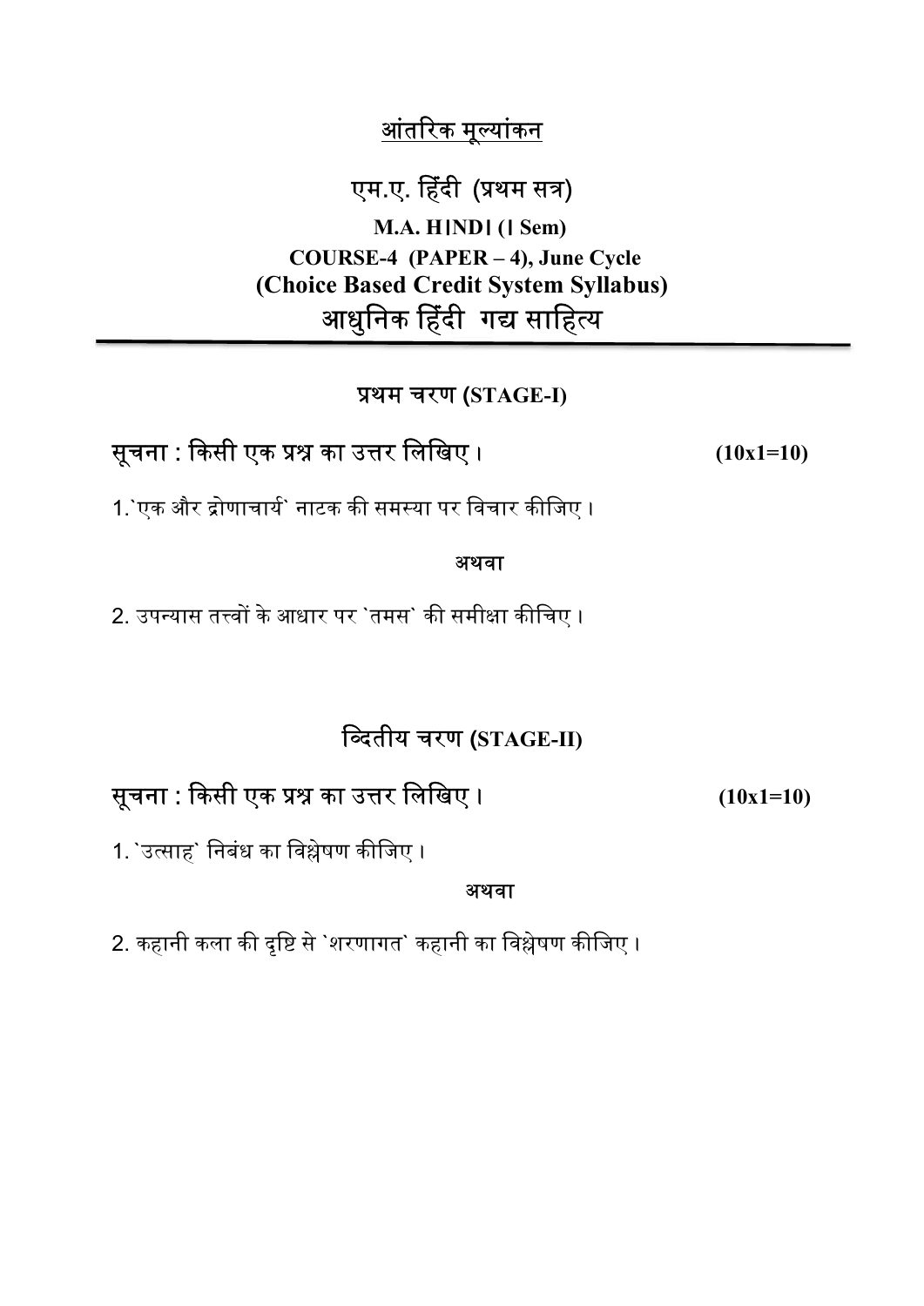<u>आंतरिक मूल्यांकन</u>

एम.ए. हिंदी (प्रथम सत्र)

**M.A. HINDI (I Sem)**

**COURSE-4 (PAPER – 4), June Cycle**

**(Choice Based Credit System Syllabus)**

# आधुनिक हिंदी गद्य साहित्य

## प्रथम चरण (STAGE-I)

सूचना : किसी एक प्रश्न का उत्तर लिखिए। **(10x1=10)**

1.`एक और द्रोणाचार्य` नाटक की समस्या पर विचार कीजिए।

**अथवा**

2. उपन्यास तत्त्वों के आधार पर `तमस` की समीक्षा कीचिए।

## व्दितीय चरण (STAGE-II)

सूचना : किसी एक प्रश्न का उत्तर लिखिए। **(10x1=10)**

1. `उत्साह` निबंध का विश्लेषण कीजिए।

**अथवा**

2. कहानी कला की दृष्टि से `शरणागत` कहानी का विश्लेषण कीजिए।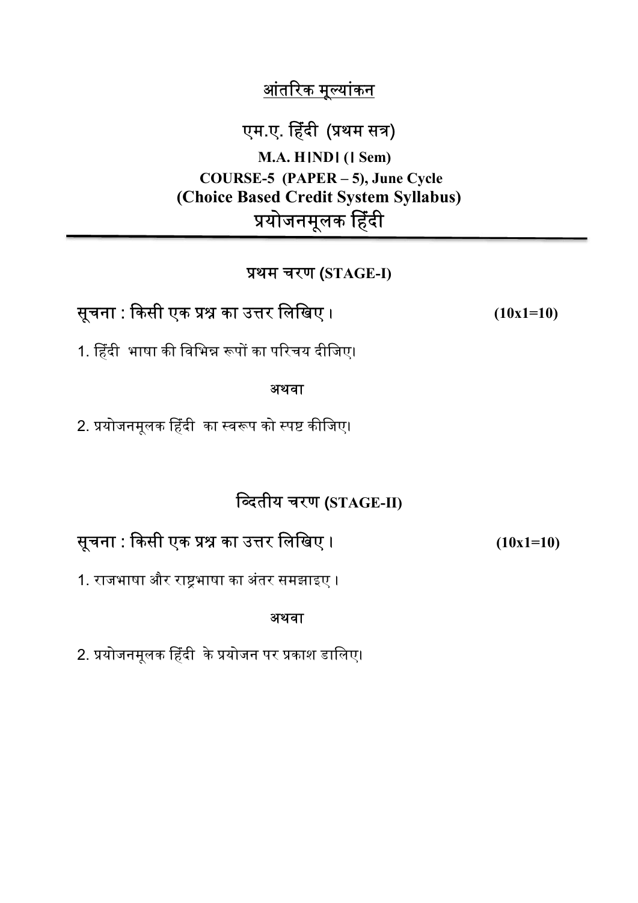# आंतरिक मूल्यांकन

## एम.ए. हिंदी (प्रथम सत्र)

**M.A. HINDI (I Sem)**

**COURSE-5 (PAPER – 5), June Cycle**

**(Choice Based Credit System Syllabus)**

## प्रयोजनमूलक हिंदी

---

### प्रथम चरण (STAGE-I)

**सूचना : किसी एक प्रश्न का उत्तर लिखिए ।** **(10x1=10)**

1. हिंदी भाषा की विभिन्न रूपों का परिचय दीजिए।

अथवा

2. प्रयोजनमूलक हिंदी का स्वरूप को स्पष्ट कीजिए।

### व्दितीय चरण (STAGE-II)

**सूचना : किसी एक प्रश्न का उत्तर लिखिए ।** **(10x1=10)**

1. राजभाषा और राष्ट्रभाषा का अंतर समझाइए ।

अथवा

2. प्रयोजनमूलक हिंदी के प्रयोजन पर प्रकाश डालिए।